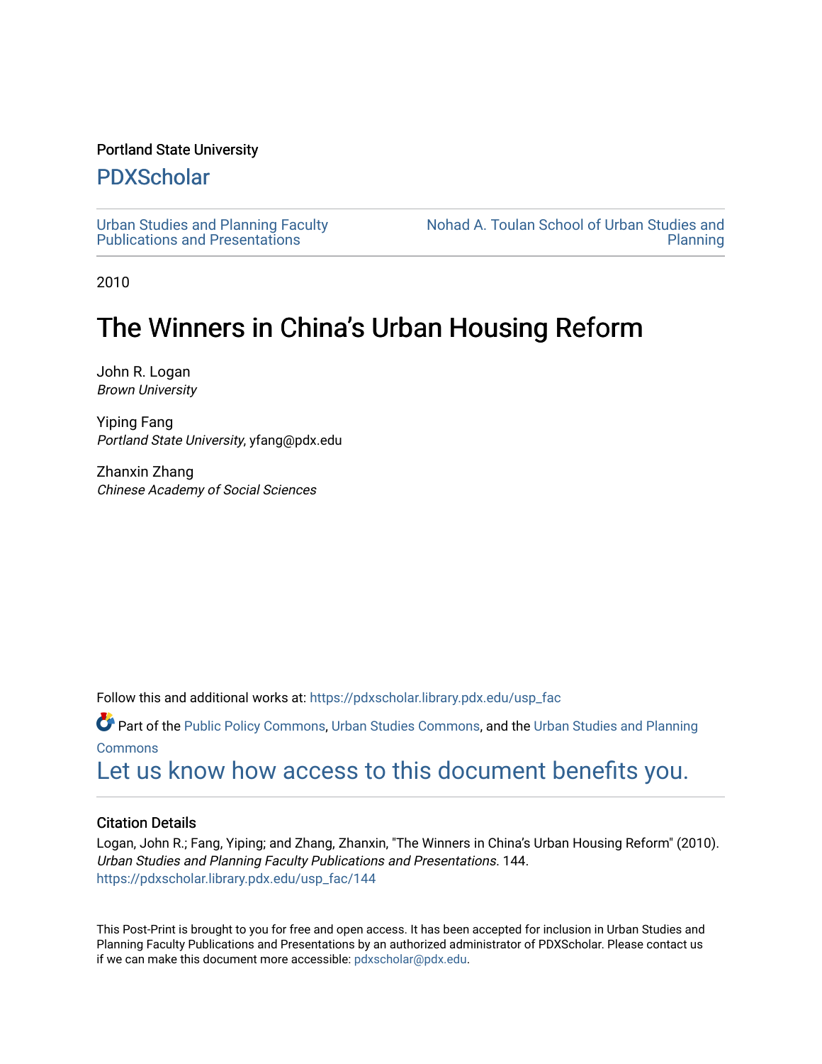Portland State University

## PDXScholar

Urban Studies and Planning Faculty Publications and Presentations

Nohad A. Toulan School of Urban Studies and Planning

2010

# The Winners in China's Urban Housing Reform

John R. Logan
*Brown University*

Yiping Fang
*Portland State University*, yfang@pdx.edu

Zhanxin Zhang
*Chinese Academy of Social Sciences*

Follow this and additional works at: https://pdxscholar.library.pdx.edu/usp_fac

Part of the Public Policy Commons, Urban Studies Commons, and the Urban Studies and Planning Commons

Let us know how access to this document benefits you.

### Citation Details

Logan, John R.; Fang, Yiping; and Zhang, Zhanxin, "The Winners in China's Urban Housing Reform" (2010). *Urban Studies and Planning Faculty Publications and Presentations*. 144.
https://pdxscholar.library.pdx.edu/usp_fac/144

This Post-Print is brought to you for free and open access. It has been accepted for inclusion in Urban Studies and Planning Faculty Publications and Presentations by an authorized administrator of PDXScholar. Please contact us if we can make this document more accessible: pdxscholar@pdx.edu.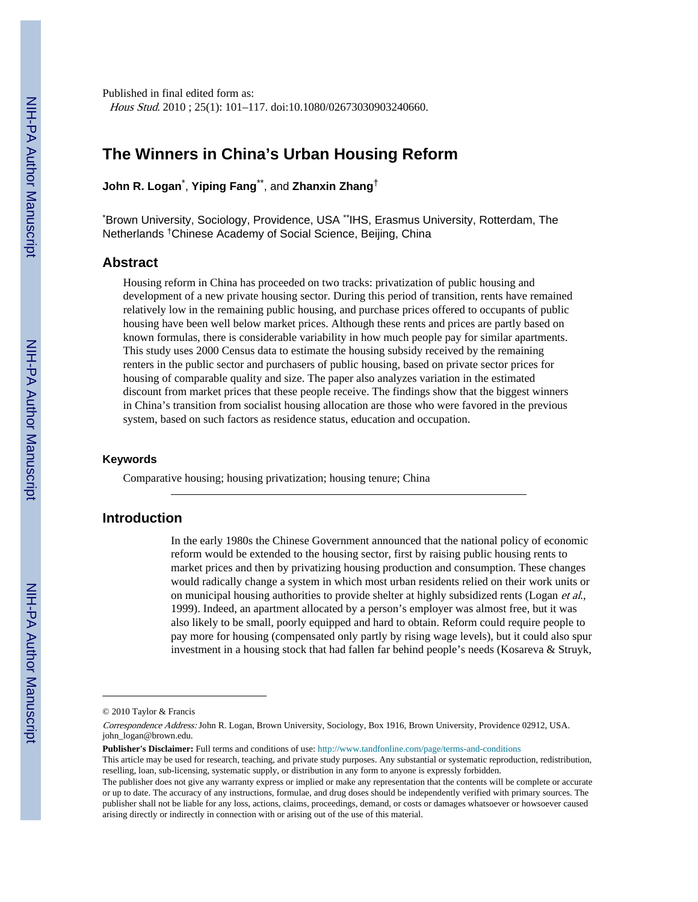Published in final edited form as:

*Hous Stud*. 2010 ; 25(1): 101–117. doi:10.1080/02673030903240660.

# The Winners in China's Urban Housing Reform

**John R. Logan**[*], **Yiping Fang**[**], and **Zhanxin Zhang**[†]

[*]Brown University, Sociology, Providence, USA [**]IHS, Erasmus University, Rotterdam, The Netherlands [†]Chinese Academy of Social Science, Beijing, China

## Abstract

Housing reform in China has proceeded on two tracks: privatization of public housing and development of a new private housing sector. During this period of transition, rents have remained relatively low in the remaining public housing, and purchase prices offered to occupants of public housing have been well below market prices. Although these rents and prices are partly based on known formulas, there is considerable variability in how much people pay for similar apartments. This study uses 2000 Census data to estimate the housing subsidy received by the remaining renters in the public sector and purchasers of public housing, based on private sector prices for housing of comparable quality and size. The paper also analyzes variation in the estimated discount from market prices that these people receive. The findings show that the biggest winners in China's transition from socialist housing allocation are those who were favored in the previous system, based on such factors as residence status, education and occupation.

### Keywords

Comparative housing; housing privatization; housing tenure; China

## Introduction

In the early 1980s the Chinese Government announced that the national policy of economic reform would be extended to the housing sector, first by raising public housing rents to market prices and then by privatizing housing production and consumption. These changes would radically change a system in which most urban residents relied on their work units or on municipal housing authorities to provide shelter at highly subsidized rents (Logan *et al.*, 1999). Indeed, an apartment allocated by a person's employer was almost free, but it was also likely to be small, poorly equipped and hard to obtain. Reform could require people to pay more for housing (compensated only partly by rising wage levels), but it could also spur investment in a housing stock that had fallen far behind people's needs (Kosareva & Struyk,

© 2010 Taylor & Francis

*Correspondence Address:* John R. Logan, Brown University, Sociology, Box 1916, Brown University, Providence 02912, USA. john_logan@brown.edu.

**Publisher's Disclaimer:** Full terms and conditions of use: http://www.tandfonline.com/page/terms-and-conditions

This article may be used for research, teaching, and private study purposes. Any substantial or systematic reproduction, redistribution, reselling, loan, sub-licensing, systematic supply, or distribution in any form to anyone is expressly forbidden.

The publisher does not give any warranty express or implied or make any representation that the contents will be complete or accurate or up to date. The accuracy of any instructions, formulae, and drug doses should be independently verified with primary sources. The publisher shall not be liable for any loss, actions, claims, proceedings, demand, or costs or damages whatsoever or howsoever caused arising directly or indirectly in connection with or arising out of the use of this material.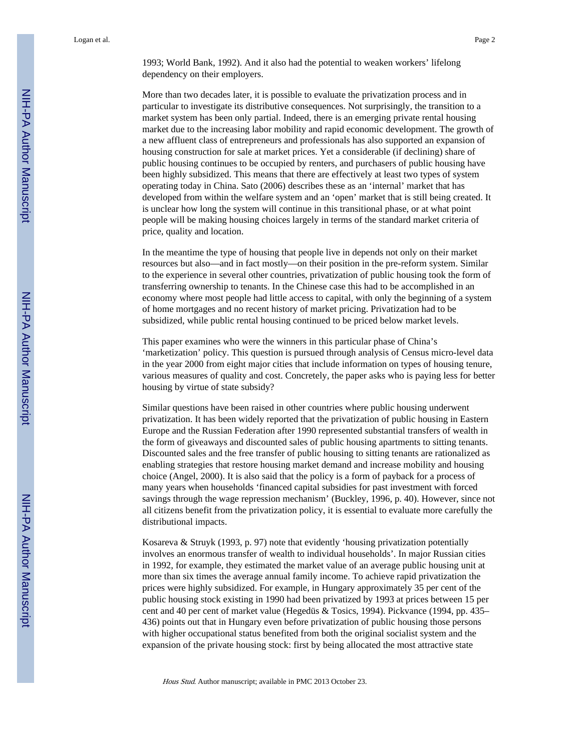1993; World Bank, 1992). And it also had the potential to weaken workers' lifelong dependency on their employers.

More than two decades later, it is possible to evaluate the privatization process and in particular to investigate its distributive consequences. Not surprisingly, the transition to a market system has been only partial. Indeed, there is an emerging private rental housing market due to the increasing labor mobility and rapid economic development. The growth of a new affluent class of entrepreneurs and professionals has also supported an expansion of housing construction for sale at market prices. Yet a considerable (if declining) share of public housing continues to be occupied by renters, and purchasers of public housing have been highly subsidized. This means that there are effectively at least two types of system operating today in China. Sato (2006) describes these as an 'internal' market that has developed from within the welfare system and an 'open' market that is still being created. It is unclear how long the system will continue in this transitional phase, or at what point people will be making housing choices largely in terms of the standard market criteria of price, quality and location.

In the meantime the type of housing that people live in depends not only on their market resources but also—and in fact mostly—on their position in the pre-reform system. Similar to the experience in several other countries, privatization of public housing took the form of transferring ownership to tenants. In the Chinese case this had to be accomplished in an economy where most people had little access to capital, with only the beginning of a system of home mortgages and no recent history of market pricing. Privatization had to be subsidized, while public rental housing continued to be priced below market levels.

This paper examines who were the winners in this particular phase of China's 'marketization' policy. This question is pursued through analysis of Census micro-level data in the year 2000 from eight major cities that include information on types of housing tenure, various measures of quality and cost. Concretely, the paper asks who is paying less for better housing by virtue of state subsidy?

Similar questions have been raised in other countries where public housing underwent privatization. It has been widely reported that the privatization of public housing in Eastern Europe and the Russian Federation after 1990 represented substantial transfers of wealth in the form of giveaways and discounted sales of public housing apartments to sitting tenants. Discounted sales and the free transfer of public housing to sitting tenants are rationalized as enabling strategies that restore housing market demand and increase mobility and housing choice (Angel, 2000). It is also said that the policy is a form of payback for a process of many years when households 'financed capital subsidies for past investment with forced savings through the wage repression mechanism' (Buckley, 1996, p. 40). However, since not all citizens benefit from the privatization policy, it is essential to evaluate more carefully the distributional impacts.

Kosareva & Struyk (1993, p. 97) note that evidently 'housing privatization potentially involves an enormous transfer of wealth to individual households'. In major Russian cities in 1992, for example, they estimated the market value of an average public housing unit at more than six times the average annual family income. To achieve rapid privatization the prices were highly subsidized. For example, in Hungary approximately 35 per cent of the public housing stock existing in 1990 had been privatized by 1993 at prices between 15 per cent and 40 per cent of market value (Hegedüs & Tosics, 1994). Pickvance (1994, pp. 435–436) points out that in Hungary even before privatization of public housing those persons with higher occupational status benefited from both the original socialist system and the expansion of the private housing stock: first by being allocated the most attractive state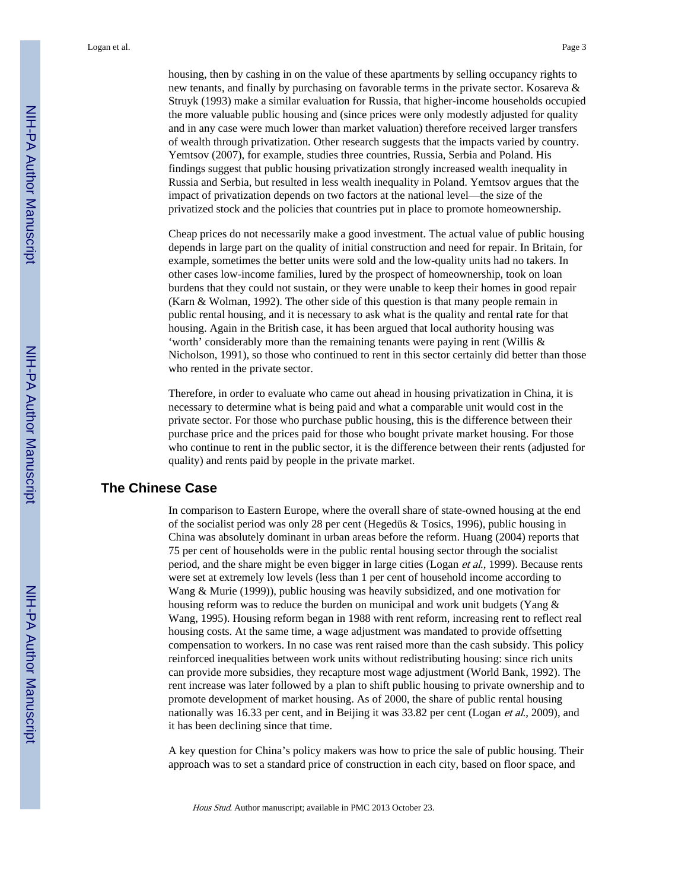housing, then by cashing in on the value of these apartments by selling occupancy rights to new tenants, and finally by purchasing on favorable terms in the private sector. Kosareva & Struyk (1993) make a similar evaluation for Russia, that higher-income households occupied the more valuable public housing and (since prices were only modestly adjusted for quality and in any case were much lower than market valuation) therefore received larger transfers of wealth through privatization. Other research suggests that the impacts varied by country. Yemtsov (2007), for example, studies three countries, Russia, Serbia and Poland. His findings suggest that public housing privatization strongly increased wealth inequality in Russia and Serbia, but resulted in less wealth inequality in Poland. Yemtsov argues that the impact of privatization depends on two factors at the national level—the size of the privatized stock and the policies that countries put in place to promote homeownership.

Cheap prices do not necessarily make a good investment. The actual value of public housing depends in large part on the quality of initial construction and need for repair. In Britain, for example, sometimes the better units were sold and the low-quality units had no takers. In other cases low-income families, lured by the prospect of homeownership, took on loan burdens that they could not sustain, or they were unable to keep their homes in good repair (Karn & Wolman, 1992). The other side of this question is that many people remain in public rental housing, and it is necessary to ask what is the quality and rental rate for that housing. Again in the British case, it has been argued that local authority housing was 'worth' considerably more than the remaining tenants were paying in rent (Willis & Nicholson, 1991), so those who continued to rent in this sector certainly did better than those who rented in the private sector.

Therefore, in order to evaluate who came out ahead in housing privatization in China, it is necessary to determine what is being paid and what a comparable unit would cost in the private sector. For those who purchase public housing, this is the difference between their purchase price and the prices paid for those who bought private market housing. For those who continue to rent in the public sector, it is the difference between their rents (adjusted for quality) and rents paid by people in the private market.

## The Chinese Case

In comparison to Eastern Europe, where the overall share of state-owned housing at the end of the socialist period was only 28 per cent (Hegedüs & Tosics, 1996), public housing in China was absolutely dominant in urban areas before the reform. Huang (2004) reports that 75 per cent of households were in the public rental housing sector through the socialist period, and the share might be even bigger in large cities (Logan *et al.*, 1999). Because rents were set at extremely low levels (less than 1 per cent of household income according to Wang & Murie (1999)), public housing was heavily subsidized, and one motivation for housing reform was to reduce the burden on municipal and work unit budgets (Yang & Wang, 1995). Housing reform began in 1988 with rent reform, increasing rent to reflect real housing costs. At the same time, a wage adjustment was mandated to provide offsetting compensation to workers. In no case was rent raised more than the cash subsidy. This policy reinforced inequalities between work units without redistributing housing: since rich units can provide more subsidies, they recapture most wage adjustment (World Bank, 1992). The rent increase was later followed by a plan to shift public housing to private ownership and to promote development of market housing. As of 2000, the share of public rental housing nationally was 16.33 per cent, and in Beijing it was 33.82 per cent (Logan *et al.*, 2009), and it has been declining since that time.

A key question for China's policy makers was how to price the sale of public housing. Their approach was to set a standard price of construction in each city, based on floor space, and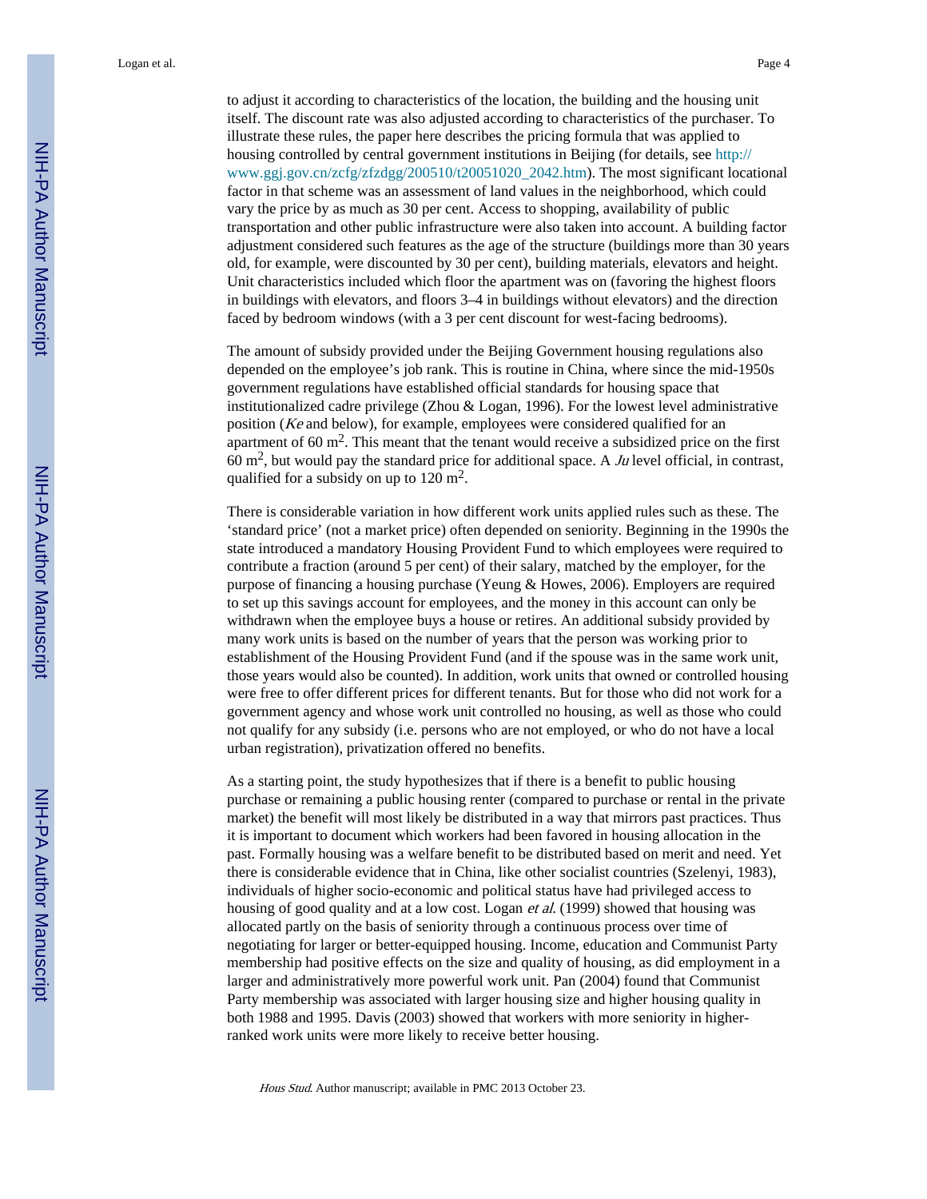to adjust it according to characteristics of the location, the building and the housing unit itself. The discount rate was also adjusted according to characteristics of the purchaser. To illustrate these rules, the paper here describes the pricing formula that was applied to housing controlled by central government institutions in Beijing (for details, see http://www.ggj.gov.cn/zcfg/zfzdgg/200510/t20051020_2042.htm). The most significant locational factor in that scheme was an assessment of land values in the neighborhood, which could vary the price by as much as 30 per cent. Access to shopping, availability of public transportation and other public infrastructure were also taken into account. A building factor adjustment considered such features as the age of the structure (buildings more than 30 years old, for example, were discounted by 30 per cent), building materials, elevators and height. Unit characteristics included which floor the apartment was on (favoring the highest floors in buildings with elevators, and floors 3–4 in buildings without elevators) and the direction faced by bedroom windows (with a 3 per cent discount for west-facing bedrooms).

The amount of subsidy provided under the Beijing Government housing regulations also depended on the employee's job rank. This is routine in China, where since the mid-1950s government regulations have established official standards for housing space that institutionalized cadre privilege (Zhou & Logan, 1996). For the lowest level administrative position (*Ke* and below), for example, employees were considered qualified for an apartment of 60 $m^2$. This meant that the tenant would receive a subsidized price on the first 60 $m^2$, but would pay the standard price for additional space. A *Ju* level official, in contrast, qualified for a subsidy on up to 120 $m^2$.

There is considerable variation in how different work units applied rules such as these. The 'standard price' (not a market price) often depended on seniority. Beginning in the 1990s the state introduced a mandatory Housing Provident Fund to which employees were required to contribute a fraction (around 5 per cent) of their salary, matched by the employer, for the purpose of financing a housing purchase (Yeung & Howes, 2006). Employers are required to set up this savings account for employees, and the money in this account can only be withdrawn when the employee buys a house or retires. An additional subsidy provided by many work units is based on the number of years that the person was working prior to establishment of the Housing Provident Fund (and if the spouse was in the same work unit, those years would also be counted). In addition, work units that owned or controlled housing were free to offer different prices for different tenants. But for those who did not work for a government agency and whose work unit controlled no housing, as well as those who could not qualify for any subsidy (i.e. persons who are not employed, or who do not have a local urban registration), privatization offered no benefits.

As a starting point, the study hypothesizes that if there is a benefit to public housing purchase or remaining a public housing renter (compared to purchase or rental in the private market) the benefit will most likely be distributed in a way that mirrors past practices. Thus it is important to document which workers had been favored in housing allocation in the past. Formally housing was a welfare benefit to be distributed based on merit and need. Yet there is considerable evidence that in China, like other socialist countries (Szelenyi, 1983), individuals of higher socio-economic and political status have had privileged access to housing of good quality and at a low cost. Logan *et al*. (1999) showed that housing was allocated partly on the basis of seniority through a continuous process over time of negotiating for larger or better-equipped housing. Income, education and Communist Party membership had positive effects on the size and quality of housing, as did employment in a larger and administratively more powerful work unit. Pan (2004) found that Communist Party membership was associated with larger housing size and higher housing quality in both 1988 and 1995. Davis (2003) showed that workers with more seniority in higher-ranked work units were more likely to receive better housing.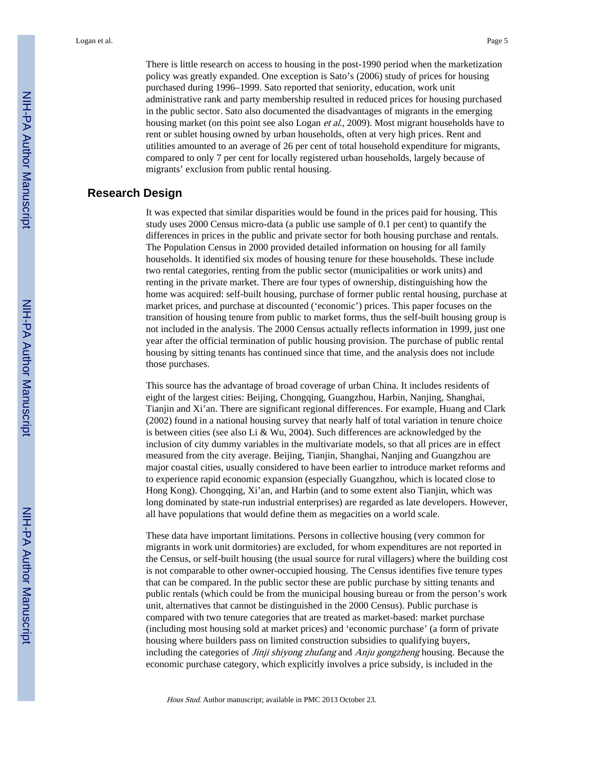There is little research on access to housing in the post-1990 period when the marketization policy was greatly expanded. One exception is Sato's (2006) study of prices for housing purchased during 1996–1999. Sato reported that seniority, education, work unit administrative rank and party membership resulted in reduced prices for housing purchased in the public sector. Sato also documented the disadvantages of migrants in the emerging housing market (on this point see also Logan *et al.*, 2009). Most migrant households have to rent or sublet housing owned by urban households, often at very high prices. Rent and utilities amounted to an average of 26 per cent of total household expenditure for migrants, compared to only 7 per cent for locally registered urban households, largely because of migrants' exclusion from public rental housing.

## Research Design

It was expected that similar disparities would be found in the prices paid for housing. This study uses 2000 Census micro-data (a public use sample of 0.1 per cent) to quantify the differences in prices in the public and private sector for both housing purchase and rentals. The Population Census in 2000 provided detailed information on housing for all family households. It identified six modes of housing tenure for these households. These include two rental categories, renting from the public sector (municipalities or work units) and renting in the private market. There are four types of ownership, distinguishing how the home was acquired: self-built housing, purchase of former public rental housing, purchase at market prices, and purchase at discounted ('economic') prices. This paper focuses on the transition of housing tenure from public to market forms, thus the self-built housing group is not included in the analysis. The 2000 Census actually reflects information in 1999, just one year after the official termination of public housing provision. The purchase of public rental housing by sitting tenants has continued since that time, and the analysis does not include those purchases.

This source has the advantage of broad coverage of urban China. It includes residents of eight of the largest cities: Beijing, Chongqing, Guangzhou, Harbin, Nanjing, Shanghai, Tianjin and Xi'an. There are significant regional differences. For example, Huang and Clark (2002) found in a national housing survey that nearly half of total variation in tenure choice is between cities (see also Li & Wu, 2004). Such differences are acknowledged by the inclusion of city dummy variables in the multivariate models, so that all prices are in effect measured from the city average. Beijing, Tianjin, Shanghai, Nanjing and Guangzhou are major coastal cities, usually considered to have been earlier to introduce market reforms and to experience rapid economic expansion (especially Guangzhou, which is located close to Hong Kong). Chongqing, Xi'an, and Harbin (and to some extent also Tianjin, which was long dominated by state-run industrial enterprises) are regarded as late developers. However, all have populations that would define them as megacities on a world scale.

These data have important limitations. Persons in collective housing (very common for migrants in work unit dormitories) are excluded, for whom expenditures are not reported in the Census, or self-built housing (the usual source for rural villagers) where the building cost is not comparable to other owner-occupied housing. The Census identifies five tenure types that can be compared. In the public sector these are public purchase by sitting tenants and public rentals (which could be from the municipal housing bureau or from the person's work unit, alternatives that cannot be distinguished in the 2000 Census). Public purchase is compared with two tenure categories that are treated as market-based: market purchase (including most housing sold at market prices) and 'economic purchase' (a form of private housing where builders pass on limited construction subsidies to qualifying buyers, including the categories of *Jinji shiyong zhufang* and *Anju gongzheng* housing. Because the economic purchase category, which explicitly involves a price subsidy, is included in the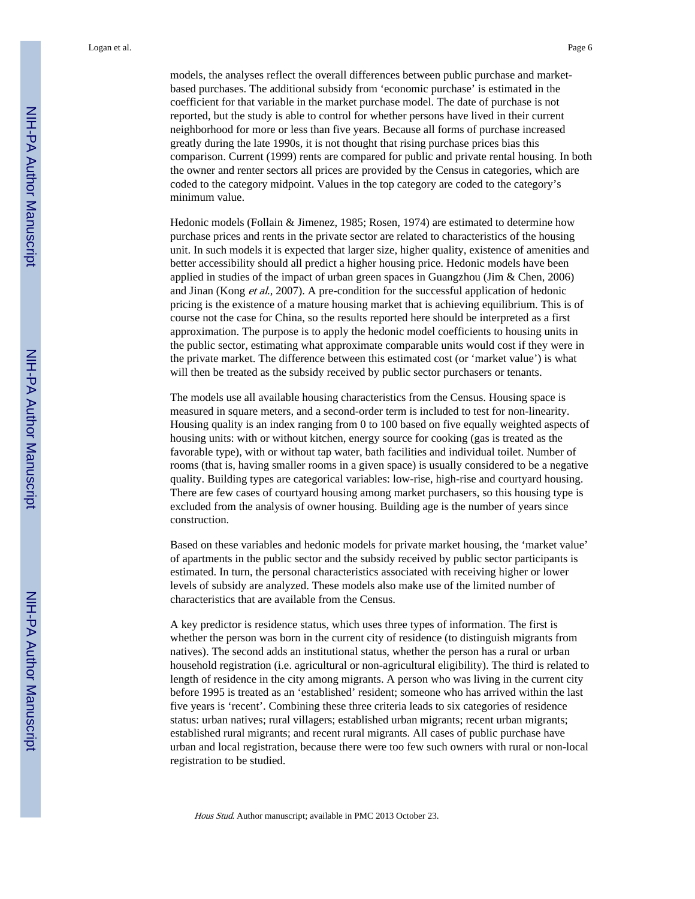models, the analyses reflect the overall differences between public purchase and market-based purchases. The additional subsidy from 'economic purchase' is estimated in the coefficient for that variable in the market purchase model. The date of purchase is not reported, but the study is able to control for whether persons have lived in their current neighborhood for more or less than five years. Because all forms of purchase increased greatly during the late 1990s, it is not thought that rising purchase prices bias this comparison. Current (1999) rents are compared for public and private rental housing. In both the owner and renter sectors all prices are provided by the Census in categories, which are coded to the category midpoint. Values in the top category are coded to the category's minimum value.

Hedonic models (Follain & Jimenez, 1985; Rosen, 1974) are estimated to determine how purchase prices and rents in the private sector are related to characteristics of the housing unit. In such models it is expected that larger size, higher quality, existence of amenities and better accessibility should all predict a higher housing price. Hedonic models have been applied in studies of the impact of urban green spaces in Guangzhou (Jim & Chen, 2006) and Jinan (Kong *et al.*, 2007). A pre-condition for the successful application of hedonic pricing is the existence of a mature housing market that is achieving equilibrium. This is of course not the case for China, so the results reported here should be interpreted as a first approximation. The purpose is to apply the hedonic model coefficients to housing units in the public sector, estimating what approximate comparable units would cost if they were in the private market. The difference between this estimated cost (or 'market value') is what will then be treated as the subsidy received by public sector purchasers or tenants.

The models use all available housing characteristics from the Census. Housing space is measured in square meters, and a second-order term is included to test for non-linearity. Housing quality is an index ranging from 0 to 100 based on five equally weighted aspects of housing units: with or without kitchen, energy source for cooking (gas is treated as the favorable type), with or without tap water, bath facilities and individual toilet. Number of rooms (that is, having smaller rooms in a given space) is usually considered to be a negative quality. Building types are categorical variables: low-rise, high-rise and courtyard housing. There are few cases of courtyard housing among market purchasers, so this housing type is excluded from the analysis of owner housing. Building age is the number of years since construction.

Based on these variables and hedonic models for private market housing, the 'market value' of apartments in the public sector and the subsidy received by public sector participants is estimated. In turn, the personal characteristics associated with receiving higher or lower levels of subsidy are analyzed. These models also make use of the limited number of characteristics that are available from the Census.

A key predictor is residence status, which uses three types of information. The first is whether the person was born in the current city of residence (to distinguish migrants from natives). The second adds an institutional status, whether the person has a rural or urban household registration (i.e. agricultural or non-agricultural eligibility). The third is related to length of residence in the city among migrants. A person who was living in the current city before 1995 is treated as an 'established' resident; someone who has arrived within the last five years is 'recent'. Combining these three criteria leads to six categories of residence status: urban natives; rural villagers; established urban migrants; recent urban migrants; established rural migrants; and recent rural migrants. All cases of public purchase have urban and local registration, because there were too few such owners with rural or non-local registration to be studied.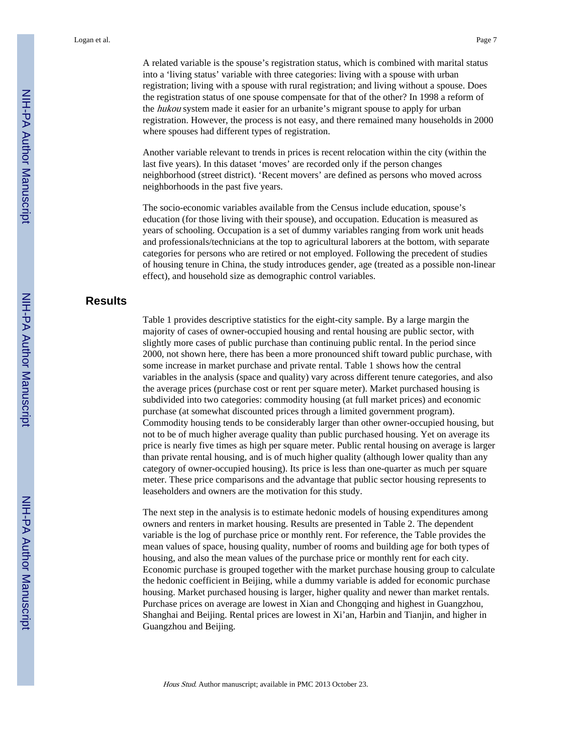A related variable is the spouse's registration status, which is combined with marital status into a 'living status' variable with three categories: living with a spouse with urban registration; living with a spouse with rural registration; and living without a spouse. Does the registration status of one spouse compensate for that of the other? In 1998 a reform of the *hukou* system made it easier for an urbanite's migrant spouse to apply for urban registration. However, the process is not easy, and there remained many households in 2000 where spouses had different types of registration.

Another variable relevant to trends in prices is recent relocation within the city (within the last five years). In this dataset 'moves' are recorded only if the person changes neighborhood (street district). 'Recent movers' are defined as persons who moved across neighborhoods in the past five years.

The socio-economic variables available from the Census include education, spouse's education (for those living with their spouse), and occupation. Education is measured as years of schooling. Occupation is a set of dummy variables ranging from work unit heads and professionals/technicians at the top to agricultural laborers at the bottom, with separate categories for persons who are retired or not employed. Following the precedent of studies of housing tenure in China, the study introduces gender, age (treated as a possible non-linear effect), and household size as demographic control variables.

## Results

Table 1 provides descriptive statistics for the eight-city sample. By a large margin the majority of cases of owner-occupied housing and rental housing are public sector, with slightly more cases of public purchase than continuing public rental. In the period since 2000, not shown here, there has been a more pronounced shift toward public purchase, with some increase in market purchase and private rental. Table 1 shows how the central variables in the analysis (space and quality) vary across different tenure categories, and also the average prices (purchase cost or rent per square meter). Market purchased housing is subdivided into two categories: commodity housing (at full market prices) and economic purchase (at somewhat discounted prices through a limited government program). Commodity housing tends to be considerably larger than other owner-occupied housing, but not to be of much higher average quality than public purchased housing. Yet on average its price is nearly five times as high per square meter. Public rental housing on average is larger than private rental housing, and is of much higher quality (although lower quality than any category of owner-occupied housing). Its price is less than one-quarter as much per square meter. These price comparisons and the advantage that public sector housing represents to leaseholders and owners are the motivation for this study.

The next step in the analysis is to estimate hedonic models of housing expenditures among owners and renters in market housing. Results are presented in Table 2. The dependent variable is the log of purchase price or monthly rent. For reference, the Table provides the mean values of space, housing quality, number of rooms and building age for both types of housing, and also the mean values of the purchase price or monthly rent for each city. Economic purchase is grouped together with the market purchase housing group to calculate the hedonic coefficient in Beijing, while a dummy variable is added for economic purchase housing. Market purchased housing is larger, higher quality and newer than market rentals. Purchase prices on average are lowest in Xian and Chongqing and highest in Guangzhou, Shanghai and Beijing. Rental prices are lowest in Xi'an, Harbin and Tianjin, and higher in Guangzhou and Beijing.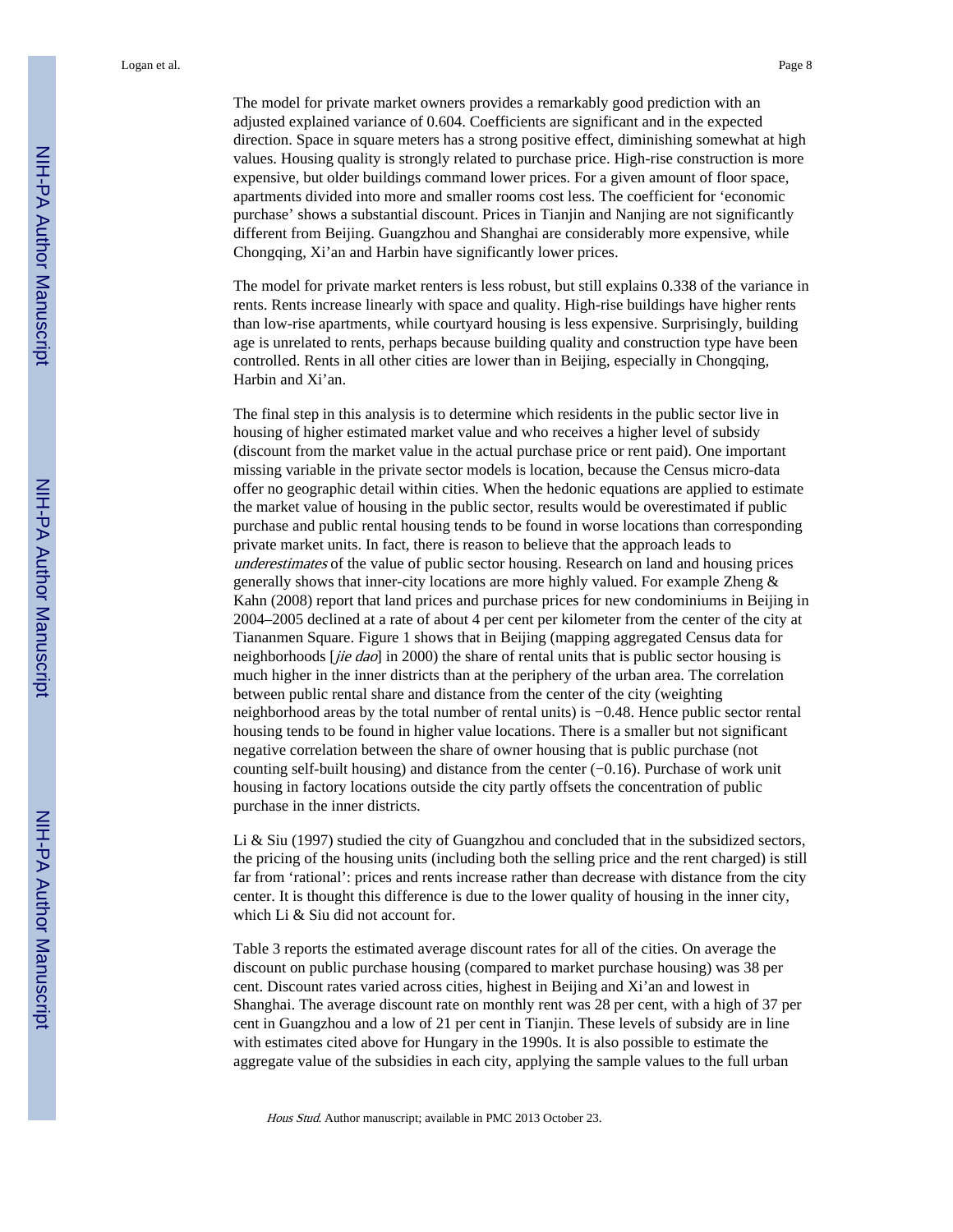The model for private market owners provides a remarkably good prediction with an adjusted explained variance of 0.604. Coefficients are significant and in the expected direction. Space in square meters has a strong positive effect, diminishing somewhat at high values. Housing quality is strongly related to purchase price. High-rise construction is more expensive, but older buildings command lower prices. For a given amount of floor space, apartments divided into more and smaller rooms cost less. The coefficient for 'economic purchase' shows a substantial discount. Prices in Tianjin and Nanjing are not significantly different from Beijing. Guangzhou and Shanghai are considerably more expensive, while Chongqing, Xi'an and Harbin have significantly lower prices.

The model for private market renters is less robust, but still explains 0.338 of the variance in rents. Rents increase linearly with space and quality. High-rise buildings have higher rents than low-rise apartments, while courtyard housing is less expensive. Surprisingly, building age is unrelated to rents, perhaps because building quality and construction type have been controlled. Rents in all other cities are lower than in Beijing, especially in Chongqing, Harbin and Xi'an.

The final step in this analysis is to determine which residents in the public sector live in housing of higher estimated market value and who receives a higher level of subsidy (discount from the market value in the actual purchase price or rent paid). One important missing variable in the private sector models is location, because the Census micro-data offer no geographic detail within cities. When the hedonic equations are applied to estimate the market value of housing in the public sector, results would be overestimated if public purchase and public rental housing tends to be found in worse locations than corresponding private market units. In fact, there is reason to believe that the approach leads to *underestimates* of the value of public sector housing. Research on land and housing prices generally shows that inner-city locations are more highly valued. For example Zheng & Kahn (2008) report that land prices and purchase prices for new condominiums in Beijing in 2004–2005 declined at a rate of about 4 per cent per kilometer from the center of the city at Tiananmen Square. Figure 1 shows that in Beijing (mapping aggregated Census data for neighborhoods [*jie dao*] in 2000) the share of rental units that is public sector housing is much higher in the inner districts than at the periphery of the urban area. The correlation between public rental share and distance from the center of the city (weighting neighborhood areas by the total number of rental units) is −0.48. Hence public sector rental housing tends to be found in higher value locations. There is a smaller but not significant negative correlation between the share of owner housing that is public purchase (not counting self-built housing) and distance from the center (−0.16). Purchase of work unit housing in factory locations outside the city partly offsets the concentration of public purchase in the inner districts.

Li & Siu (1997) studied the city of Guangzhou and concluded that in the subsidized sectors, the pricing of the housing units (including both the selling price and the rent charged) is still far from 'rational': prices and rents increase rather than decrease with distance from the city center. It is thought this difference is due to the lower quality of housing in the inner city, which Li & Siu did not account for.

Table 3 reports the estimated average discount rates for all of the cities. On average the discount on public purchase housing (compared to market purchase housing) was 38 per cent. Discount rates varied across cities, highest in Beijing and Xi'an and lowest in Shanghai. The average discount rate on monthly rent was 28 per cent, with a high of 37 per cent in Guangzhou and a low of 21 per cent in Tianjin. These levels of subsidy are in line with estimates cited above for Hungary in the 1990s. It is also possible to estimate the aggregate value of the subsidies in each city, applying the sample values to the full urban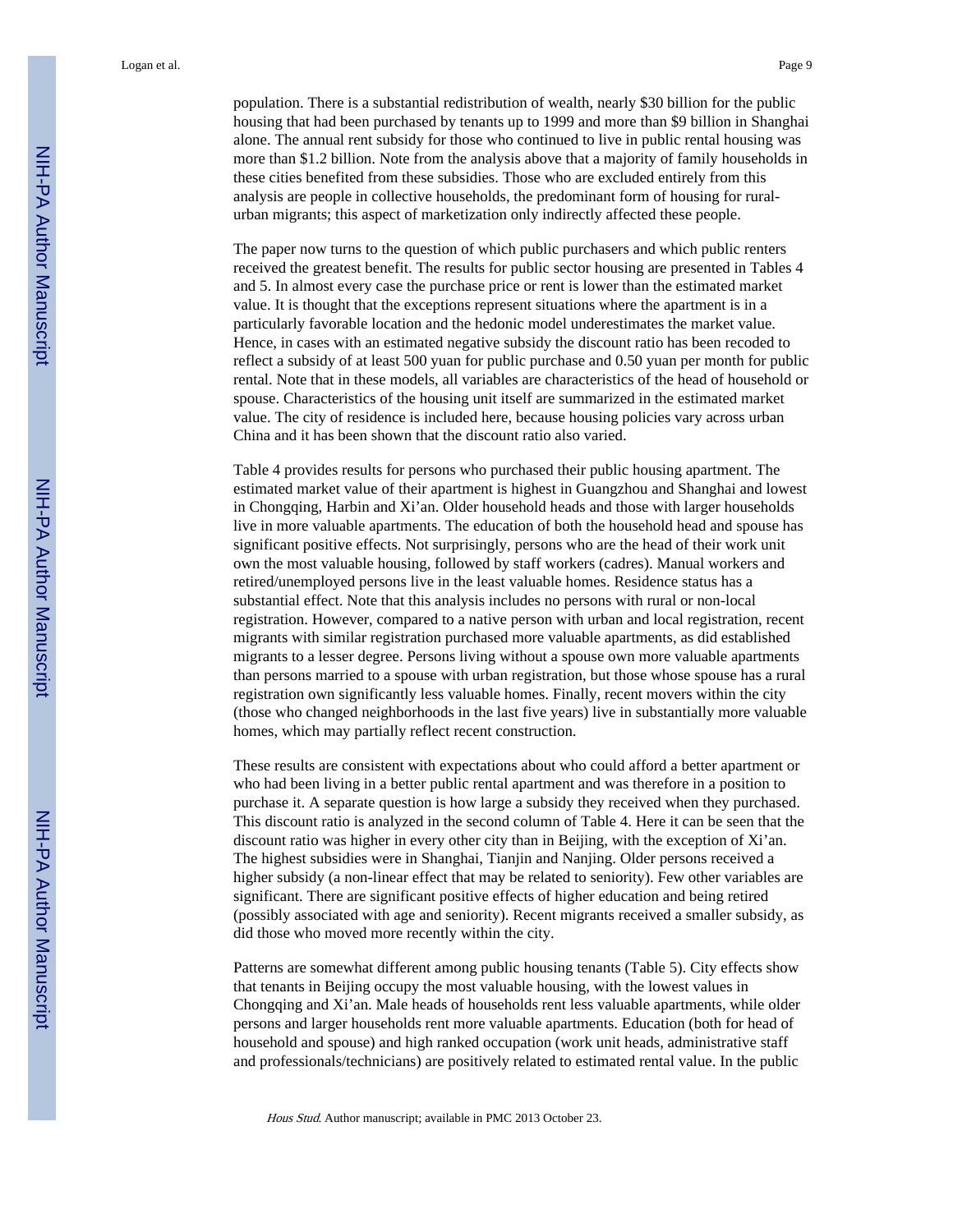population. There is a substantial redistribution of wealth, nearly $30 billion for the public housing that had been purchased by tenants up to 1999 and more than $9 billion in Shanghai alone. The annual rent subsidy for those who continued to live in public rental housing was more than $1.2 billion. Note from the analysis above that a majority of family households in these cities benefited from these subsidies. Those who are excluded entirely from this analysis are people in collective households, the predominant form of housing for rural-urban migrants; this aspect of marketization only indirectly affected these people.

The paper now turns to the question of which public purchasers and which public renters received the greatest benefit. The results for public sector housing are presented in Tables 4 and 5. In almost every case the purchase price or rent is lower than the estimated market value. It is thought that the exceptions represent situations where the apartment is in a particularly favorable location and the hedonic model underestimates the market value. Hence, in cases with an estimated negative subsidy the discount ratio has been recoded to reflect a subsidy of at least 500 yuan for public purchase and 0.50 yuan per month for public rental. Note that in these models, all variables are characteristics of the head of household or spouse. Characteristics of the housing unit itself are summarized in the estimated market value. The city of residence is included here, because housing policies vary across urban China and it has been shown that the discount ratio also varied.

Table 4 provides results for persons who purchased their public housing apartment. The estimated market value of their apartment is highest in Guangzhou and Shanghai and lowest in Chongqing, Harbin and Xi'an. Older household heads and those with larger households live in more valuable apartments. The education of both the household head and spouse has significant positive effects. Not surprisingly, persons who are the head of their work unit own the most valuable housing, followed by staff workers (cadres). Manual workers and retired/unemployed persons live in the least valuable homes. Residence status has a substantial effect. Note that this analysis includes no persons with rural or non-local registration. However, compared to a native person with urban and local registration, recent migrants with similar registration purchased more valuable apartments, as did established migrants to a lesser degree. Persons living without a spouse own more valuable apartments than persons married to a spouse with urban registration, but those whose spouse has a rural registration own significantly less valuable homes. Finally, recent movers within the city (those who changed neighborhoods in the last five years) live in substantially more valuable homes, which may partially reflect recent construction.

These results are consistent with expectations about who could afford a better apartment or who had been living in a better public rental apartment and was therefore in a position to purchase it. A separate question is how large a subsidy they received when they purchased. This discount ratio is analyzed in the second column of Table 4. Here it can be seen that the discount ratio was higher in every other city than in Beijing, with the exception of Xi'an. The highest subsidies were in Shanghai, Tianjin and Nanjing. Older persons received a higher subsidy (a non-linear effect that may be related to seniority). Few other variables are significant. There are significant positive effects of higher education and being retired (possibly associated with age and seniority). Recent migrants received a smaller subsidy, as did those who moved more recently within the city.

Patterns are somewhat different among public housing tenants (Table 5). City effects show that tenants in Beijing occupy the most valuable housing, with the lowest values in Chongqing and Xi'an. Male heads of households rent less valuable apartments, while older persons and larger households rent more valuable apartments. Education (both for head of household and spouse) and high ranked occupation (work unit heads, administrative staff and professionals/technicians) are positively related to estimated rental value. In the public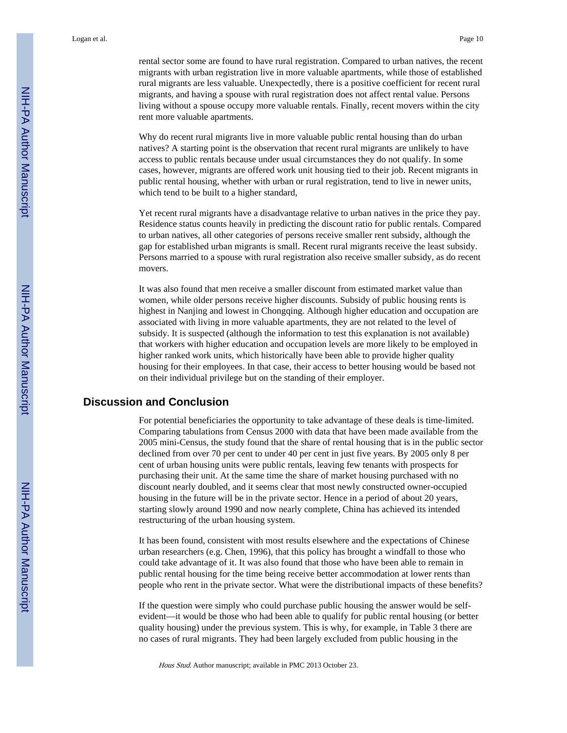rental sector some are found to have rural registration. Compared to urban natives, the recent migrants with urban registration live in more valuable apartments, while those of established rural migrants are less valuable. Unexpectedly, there is a positive coefficient for recent rural migrants, and having a spouse with rural registration does not affect rental value. Persons living without a spouse occupy more valuable rentals. Finally, recent movers within the city rent more valuable apartments.

Why do recent rural migrants live in more valuable public rental housing than do urban natives? A starting point is the observation that recent rural migrants are unlikely to have access to public rentals because under usual circumstances they do not qualify. In some cases, however, migrants are offered work unit housing tied to their job. Recent migrants in public rental housing, whether with urban or rural registration, tend to live in newer units, which tend to be built to a higher standard,

Yet recent rural migrants have a disadvantage relative to urban natives in the price they pay. Residence status counts heavily in predicting the discount ratio for public rentals. Compared to urban natives, all other categories of persons receive smaller rent subsidy, although the gap for established urban migrants is small. Recent rural migrants receive the least subsidy. Persons married to a spouse with rural registration also receive smaller subsidy, as do recent movers.

It was also found that men receive a smaller discount from estimated market value than women, while older persons receive higher discounts. Subsidy of public housing rents is highest in Nanjing and lowest in Chongqing. Although higher education and occupation are associated with living in more valuable apartments, they are not related to the level of subsidy. It is suspected (although the information to test this explanation is not available) that workers with higher education and occupation levels are more likely to be employed in higher ranked work units, which historically have been able to provide higher quality housing for their employees. In that case, their access to better housing would be based not on their individual privilege but on the standing of their employer.

## Discussion and Conclusion

For potential beneficiaries the opportunity to take advantage of these deals is time-limited. Comparing tabulations from Census 2000 with data that have been made available from the 2005 mini-Census, the study found that the share of rental housing that is in the public sector declined from over 70 per cent to under 40 per cent in just five years. By 2005 only 8 per cent of urban housing units were public rentals, leaving few tenants with prospects for purchasing their unit. At the same time the share of market housing purchased with no discount nearly doubled, and it seems clear that most newly constructed owner-occupied housing in the future will be in the private sector. Hence in a period of about 20 years, starting slowly around 1990 and now nearly complete, China has achieved its intended restructuring of the urban housing system.

It has been found, consistent with most results elsewhere and the expectations of Chinese urban researchers (e.g. Chen, 1996), that this policy has brought a windfall to those who could take advantage of it. It was also found that those who have been able to remain in public rental housing for the time being receive better accommodation at lower rents than people who rent in the private sector. What were the distributional impacts of these benefits?

If the question were simply who could purchase public housing the answer would be self-evident—it would be those who had been able to qualify for public rental housing (or better quality housing) under the previous system. This is why, for example, in Table 3 there are no cases of rural migrants. They had been largely excluded from public housing in the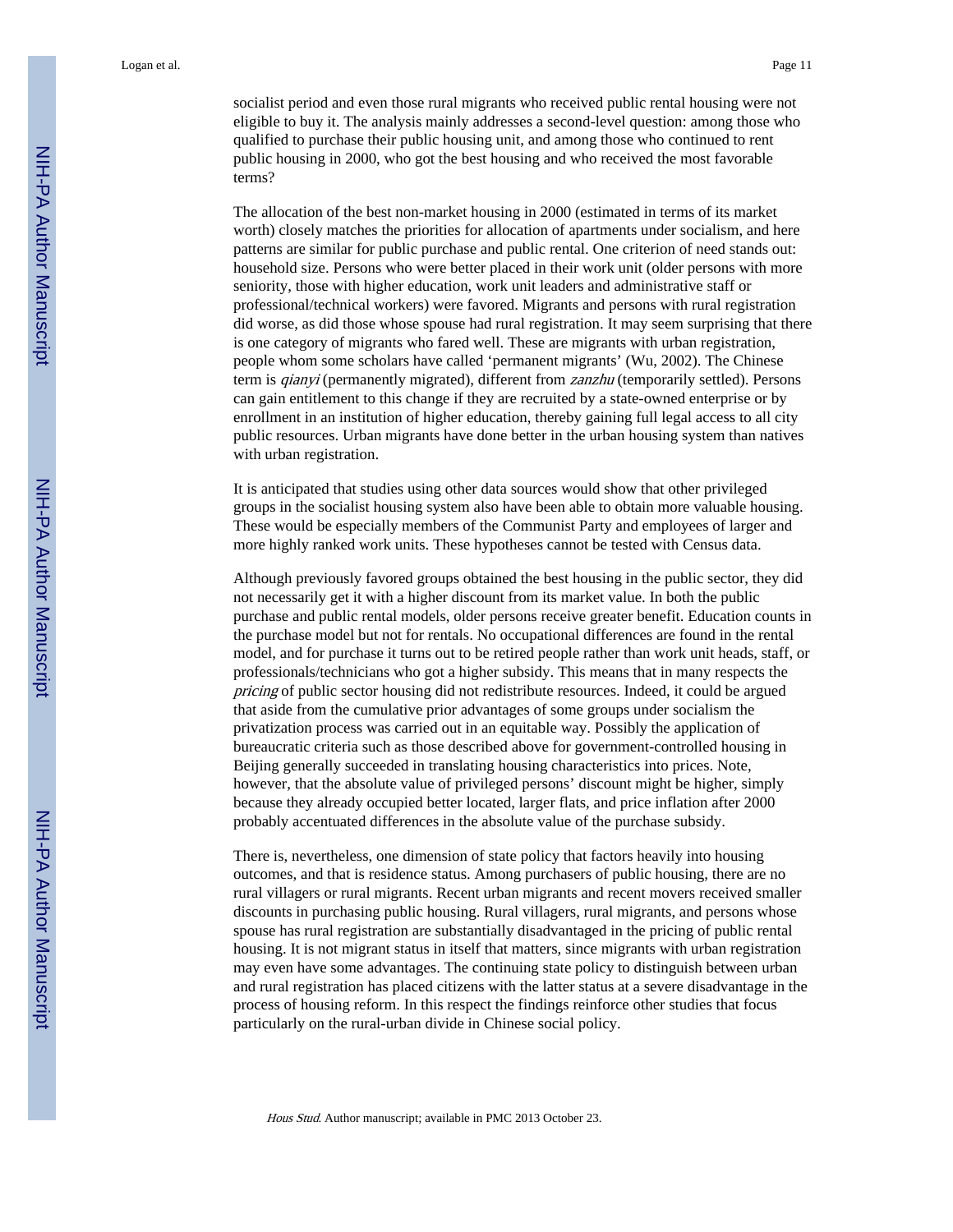socialist period and even those rural migrants who received public rental housing were not eligible to buy it. The analysis mainly addresses a second-level question: among those who qualified to purchase their public housing unit, and among those who continued to rent public housing in 2000, who got the best housing and who received the most favorable terms?

The allocation of the best non-market housing in 2000 (estimated in terms of its market worth) closely matches the priorities for allocation of apartments under socialism, and here patterns are similar for public purchase and public rental. One criterion of need stands out: household size. Persons who were better placed in their work unit (older persons with more seniority, those with higher education, work unit leaders and administrative staff or professional/technical workers) were favored. Migrants and persons with rural registration did worse, as did those whose spouse had rural registration. It may seem surprising that there is one category of migrants who fared well. These are migrants with urban registration, people whom some scholars have called 'permanent migrants' (Wu, 2002). The Chinese term is *qianyi* (permanently migrated), different from *zanzhu* (temporarily settled). Persons can gain entitlement to this change if they are recruited by a state-owned enterprise or by enrollment in an institution of higher education, thereby gaining full legal access to all city public resources. Urban migrants have done better in the urban housing system than natives with urban registration.

It is anticipated that studies using other data sources would show that other privileged groups in the socialist housing system also have been able to obtain more valuable housing. These would be especially members of the Communist Party and employees of larger and more highly ranked work units. These hypotheses cannot be tested with Census data.

Although previously favored groups obtained the best housing in the public sector, they did not necessarily get it with a higher discount from its market value. In both the public purchase and public rental models, older persons receive greater benefit. Education counts in the purchase model but not for rentals. No occupational differences are found in the rental model, and for purchase it turns out to be retired people rather than work unit heads, staff, or professionals/technicians who got a higher subsidy. This means that in many respects the *pricing* of public sector housing did not redistribute resources. Indeed, it could be argued that aside from the cumulative prior advantages of some groups under socialism the privatization process was carried out in an equitable way. Possibly the application of bureaucratic criteria such as those described above for government-controlled housing in Beijing generally succeeded in translating housing characteristics into prices. Note, however, that the absolute value of privileged persons' discount might be higher, simply because they already occupied better located, larger flats, and price inflation after 2000 probably accentuated differences in the absolute value of the purchase subsidy.

There is, nevertheless, one dimension of state policy that factors heavily into housing outcomes, and that is residence status. Among purchasers of public housing, there are no rural villagers or rural migrants. Recent urban migrants and recent movers received smaller discounts in purchasing public housing. Rural villagers, rural migrants, and persons whose spouse has rural registration are substantially disadvantaged in the pricing of public rental housing. It is not migrant status in itself that matters, since migrants with urban registration may even have some advantages. The continuing state policy to distinguish between urban and rural registration has placed citizens with the latter status at a severe disadvantage in the process of housing reform. In this respect the findings reinforce other studies that focus particularly on the rural-urban divide in Chinese social policy.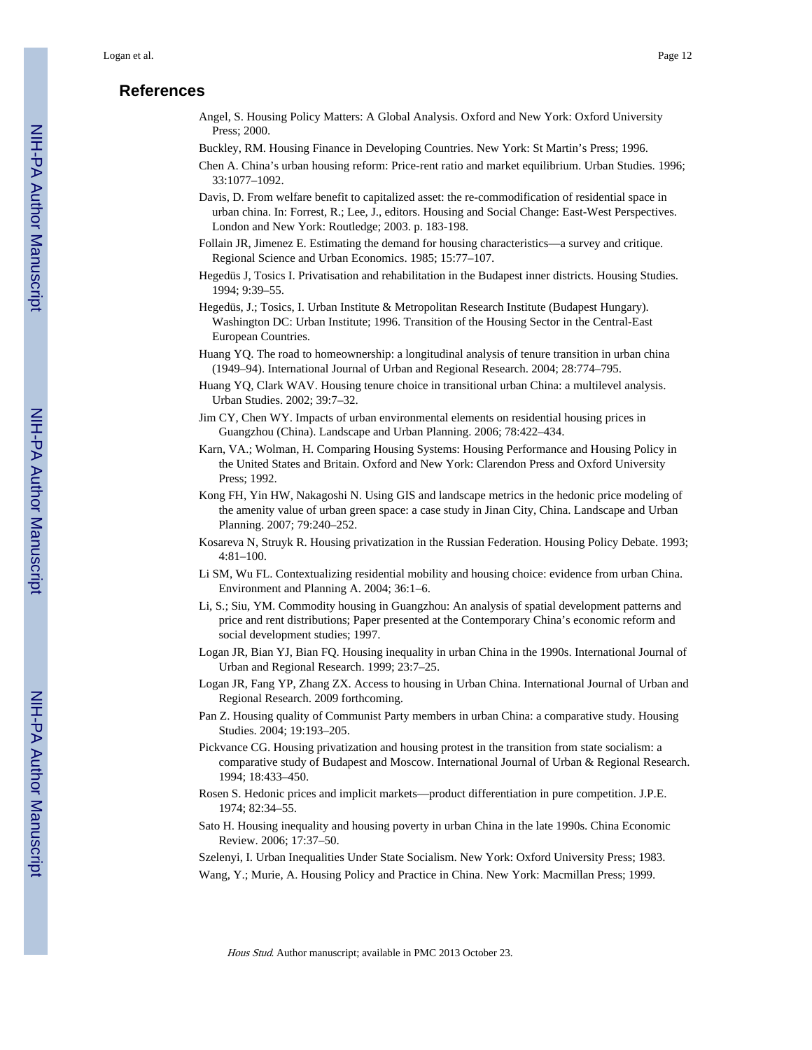## References

Angel, S. Housing Policy Matters: A Global Analysis. Oxford and New York: Oxford University Press; 2000.

Buckley, RM. Housing Finance in Developing Countries. New York: St Martin's Press; 1996.

Chen A. China's urban housing reform: Price-rent ratio and market equilibrium. Urban Studies. 1996; 33:1077–1092.

Davis, D. From welfare benefit to capitalized asset: the re-commodification of residential space in urban china. In: Forrest, R.; Lee, J., editors. Housing and Social Change: East-West Perspectives. London and New York: Routledge; 2003. p. 183-198.

Follain JR, Jimenez E. Estimating the demand for housing characteristics—a survey and critique. Regional Science and Urban Economics. 1985; 15:77–107.

Hegedüs J, Tosics I. Privatisation and rehabilitation in the Budapest inner districts. Housing Studies. 1994; 9:39–55.

Hegedüs, J.; Tosics, I. Urban Institute & Metropolitan Research Institute (Budapest Hungary). Washington DC: Urban Institute; 1996. Transition of the Housing Sector in the Central-East European Countries.

Huang YQ. The road to homeownership: a longitudinal analysis of tenure transition in urban china (1949–94). International Journal of Urban and Regional Research. 2004; 28:774–795.

Huang YQ, Clark WAV. Housing tenure choice in transitional urban China: a multilevel analysis. Urban Studies. 2002; 39:7–32.

Jim CY, Chen WY. Impacts of urban environmental elements on residential housing prices in Guangzhou (China). Landscape and Urban Planning. 2006; 78:422–434.

Karn, VA.; Wolman, H. Comparing Housing Systems: Housing Performance and Housing Policy in the United States and Britain. Oxford and New York: Clarendon Press and Oxford University Press; 1992.

Kong FH, Yin HW, Nakagoshi N. Using GIS and landscape metrics in the hedonic price modeling of the amenity value of urban green space: a case study in Jinan City, China. Landscape and Urban Planning. 2007; 79:240–252.

Kosareva N, Struyk R. Housing privatization in the Russian Federation. Housing Policy Debate. 1993; 4:81–100.

Li SM, Wu FL. Contextualizing residential mobility and housing choice: evidence from urban China. Environment and Planning A. 2004; 36:1–6.

Li, S.; Siu, YM. Commodity housing in Guangzhou: An analysis of spatial development patterns and price and rent distributions; Paper presented at the Contemporary China's economic reform and social development studies; 1997.

Logan JR, Bian YJ, Bian FQ. Housing inequality in urban China in the 1990s. International Journal of Urban and Regional Research. 1999; 23:7–25.

Logan JR, Fang YP, Zhang ZX. Access to housing in Urban China. International Journal of Urban and Regional Research. 2009 forthcoming.

Pan Z. Housing quality of Communist Party members in urban China: a comparative study. Housing Studies. 2004; 19:193–205.

Pickvance CG. Housing privatization and housing protest in the transition from state socialism: a comparative study of Budapest and Moscow. International Journal of Urban & Regional Research. 1994; 18:433–450.

Rosen S. Hedonic prices and implicit markets—product differentiation in pure competition. J.P.E. 1974; 82:34–55.

Sato H. Housing inequality and housing poverty in urban China in the late 1990s. China Economic Review. 2006; 17:37–50.

Szelenyi, I. Urban Inequalities Under State Socialism. New York: Oxford University Press; 1983.

Wang, Y.; Murie, A. Housing Policy and Practice in China. New York: Macmillan Press; 1999.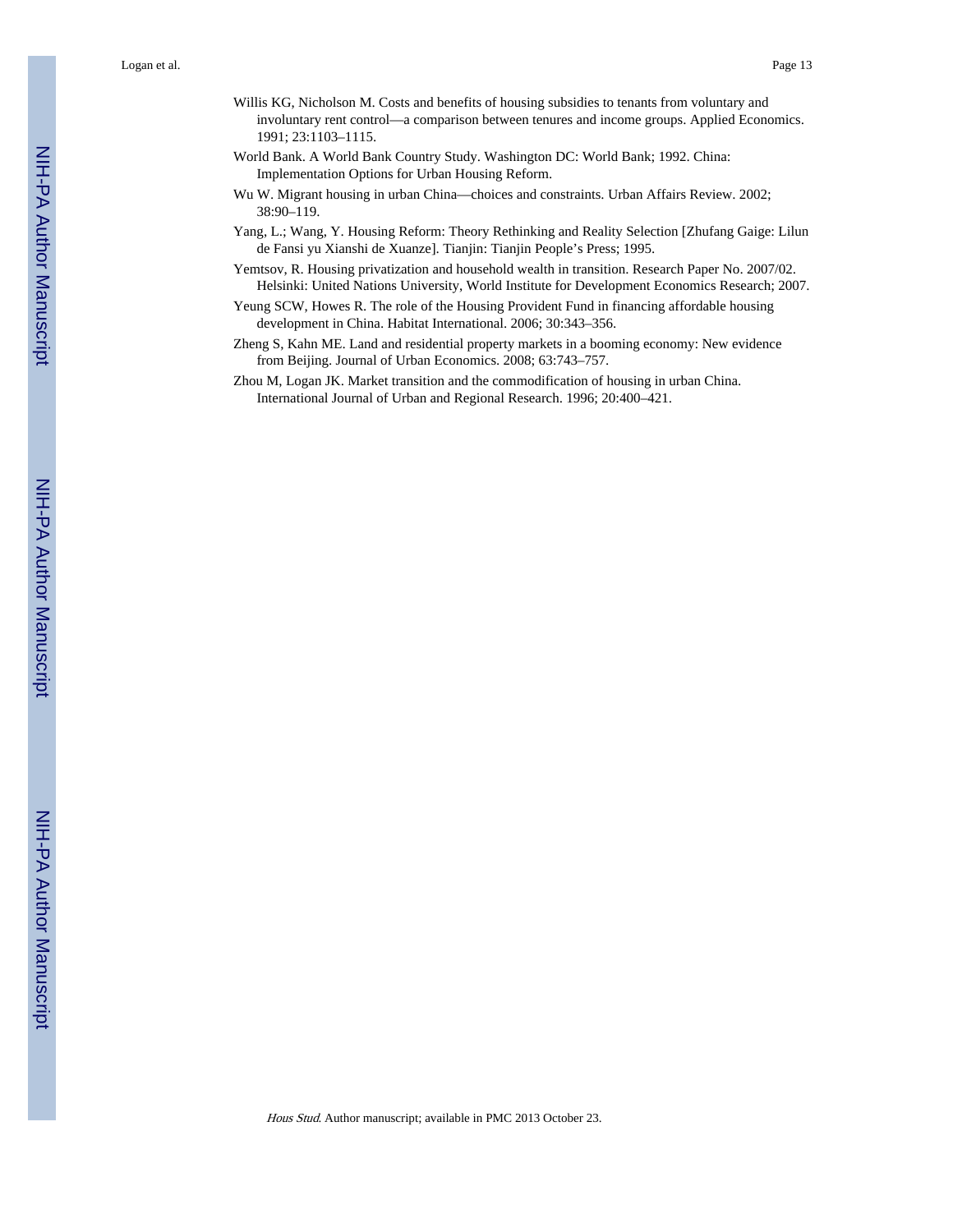Willis KG, Nicholson M. Costs and benefits of housing subsidies to tenants from voluntary and involuntary rent control—a comparison between tenures and income groups. Applied Economics. 1991; 23:1103–1115.

World Bank. A World Bank Country Study. Washington DC: World Bank; 1992. China: Implementation Options for Urban Housing Reform.

Wu W. Migrant housing in urban China—choices and constraints. Urban Affairs Review. 2002; 38:90–119.

Yang, L.; Wang, Y. Housing Reform: Theory Rethinking and Reality Selection [Zhufang Gaige: Lilun de Fansi yu Xianshi de Xuanze]. Tianjin: Tianjin People's Press; 1995.

Yemtsov, R. Housing privatization and household wealth in transition. Research Paper No. 2007/02. Helsinki: United Nations University, World Institute for Development Economics Research; 2007.

Yeung SCW, Howes R. The role of the Housing Provident Fund in financing affordable housing development in China. Habitat International. 2006; 30:343–356.

Zheng S, Kahn ME. Land and residential property markets in a booming economy: New evidence from Beijing. Journal of Urban Economics. 2008; 63:743–757.

Zhou M, Logan JK. Market transition and the commodification of housing in urban China. International Journal of Urban and Regional Research. 1996; 20:400–421.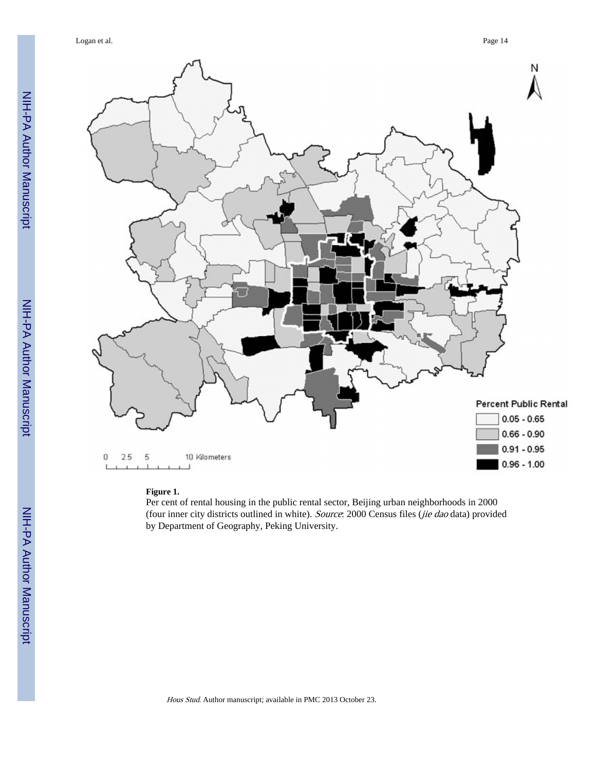**Figure 1.**

Per cent of rental housing in the public rental sector, Beijing urban neighborhoods in 2000 (four inner city districts outlined in white). *Source*: 2000 Census files (*jie dao* data) provided by Department of Geography, Peking University.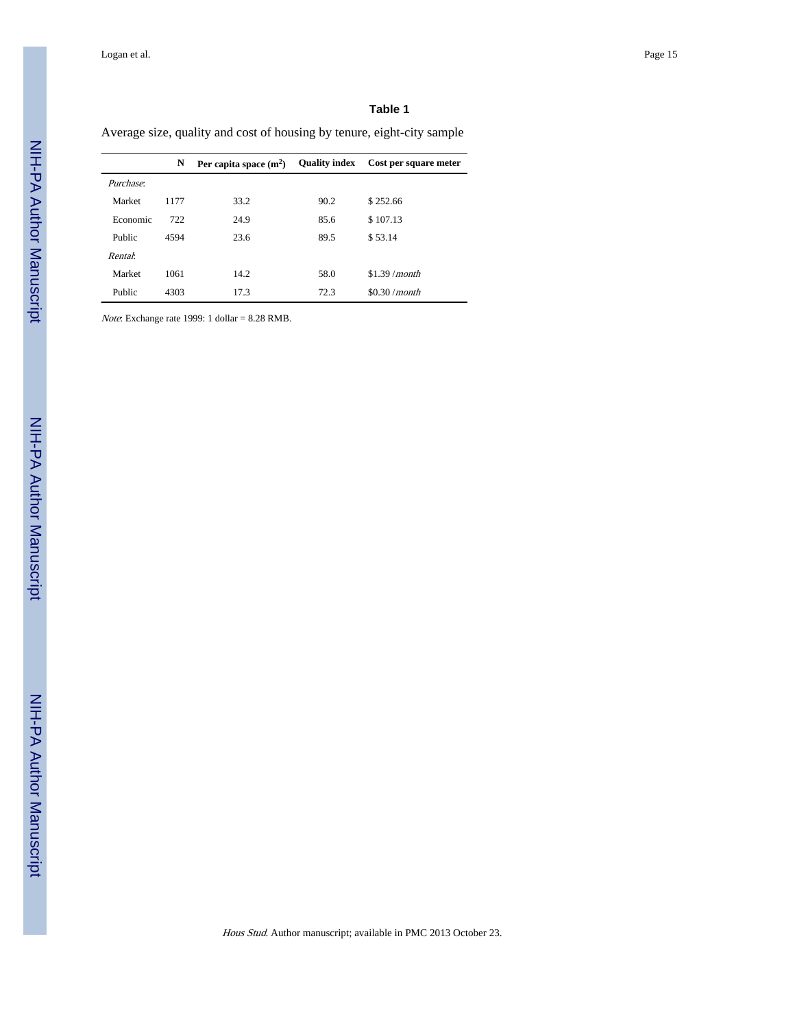## Table 1

Average size, quality and cost of housing by tenure, eight-city sample

| | N | Per capita space ($m^2$) | Quality index | Cost per square meter |
|---|---|---|---|---|
| *Purchase*: | | | | |
| Market | 1177 | 33.2 | 90.2 | $ 252.66 |
| Economic | 722 | 24.9 | 85.6 | $ 107.13 |
| Public | 4594 | 23.6 | 89.5 | $ 53.14 |
| *Rental*: | | | | |
| Market | 1061 | 14.2 | 58.0 | $1.39 /*month* |
| Public | 4303 | 17.3 | 72.3 | $0.30 /*month* |

*Note*: Exchange rate 1999: 1 dollar = 8.28 RMB.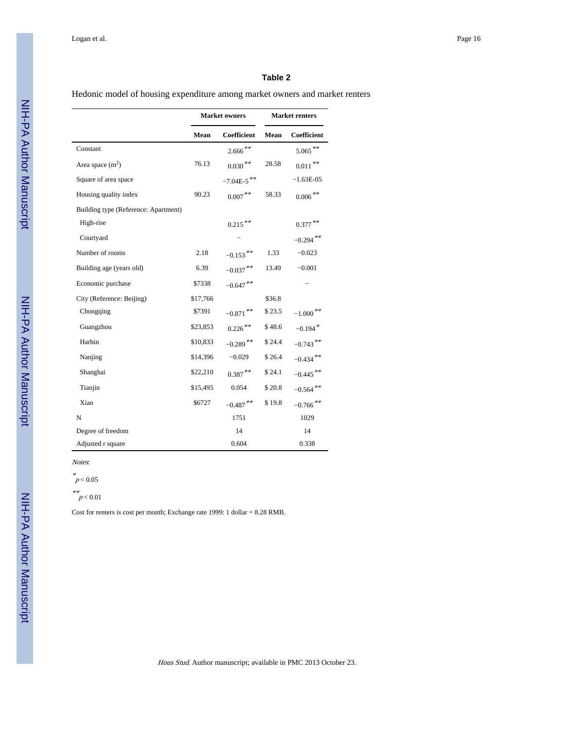## Table 2

Hedonic model of housing expenditure among market owners and market renters

| | Market owners | | Market renters | |
|---|---|---|---|---|
| | Mean | Coefficient | Mean | Coefficient |
| Constant | | 2.666** | | 5.065** |
| Area space ($m^2$) | 76.13 | 0.030** | 28.58 | 0.011** |
| Square of area space | | −7.04E-5** | | −1.63E-05 |
| Housing quality index | 90.23 | 0.007** | 58.33 | 0.006** |
| Building type (Reference: Apartment) | | | | |
| High-rise | | 0.215** | | 0.377** |
| Courtyard | | – | | −0.294** |
| Number of rooms | 2.18 | −0.153** | 1.33 | −0.023 |
| Building age (years old) | 6.39 | −0.037** | 13.49 | −0.001 |
| Economic purchase | \$7338 | −0.647** | | – |
| City (Reference: Beijing) | \$17,766 | | \$36.8 | |
| Chongqing | \$7391 | −0.871** | \$ 23.5 | −1.000** |
| Guangzhou | \$23,853 | 0.226** | \$ 48.6 | −0.194* |
| Harbin | \$10,833 | −0.289** | \$ 24.4 | −0.743** |
| Nanjing | \$14,396 | −0.029 | \$ 26.4 | −0.434** |
| Shanghai | \$22,210 | 0.387** | \$ 24.1 | −0.445** |
| Tianjin | \$15,495 | 0.054 | \$ 20.8 | −0.564** |
| Xian | \$6727 | −0.487** | \$ 19.8 | −0.766** |
| N | | 1751 | | 1029 |
| Degree of freedom | | 14 | | 14 |
| Adjusted r square | | 0.604 | | 0.338 |

*Notes*:

\* $p < 0.05$

\*\* $p < 0.01$

Cost for renters is cost per month; Exchange rate 1999: 1 dollar = 8.28 RMB.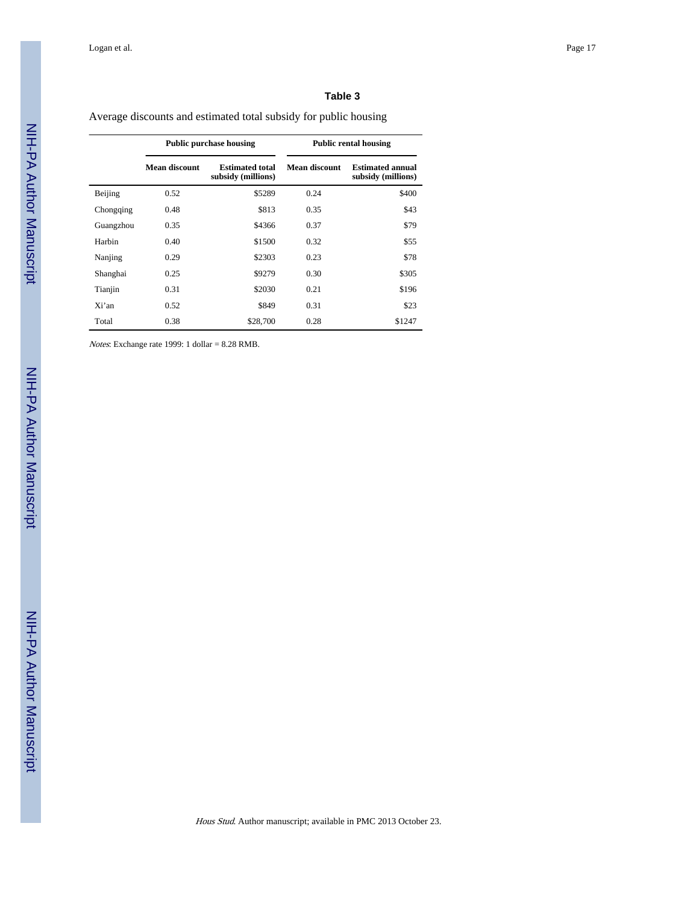### Table 3

Average discounts and estimated total subsidy for public housing

| | Public purchase housing | | Public rental housing | |
|---|---|---|---|---|
| | Mean discount | Estimated total subsidy (millions) | Mean discount | Estimated annual subsidy (millions) |
| Beijing | 0.52 | $5289 | 0.24 | $400 |
| Chongqing | 0.48 | $813 | 0.35 | $43 |
| Guangzhou | 0.35 | $4366 | 0.37 | $79 |
| Harbin | 0.40 | $1500 | 0.32 | $55 |
| Nanjing | 0.29 | $2303 | 0.23 | $78 |
| Shanghai | 0.25 | $9279 | 0.30 | $305 |
| Tianjin | 0.31 | $2030 | 0.21 | $196 |
| Xi'an | 0.52 | $849 | 0.31 | $23 |
| Total | 0.38 | $28,700 | 0.28 | $1247 |

*Notes*: Exchange rate 1999: 1 dollar = 8.28 RMB.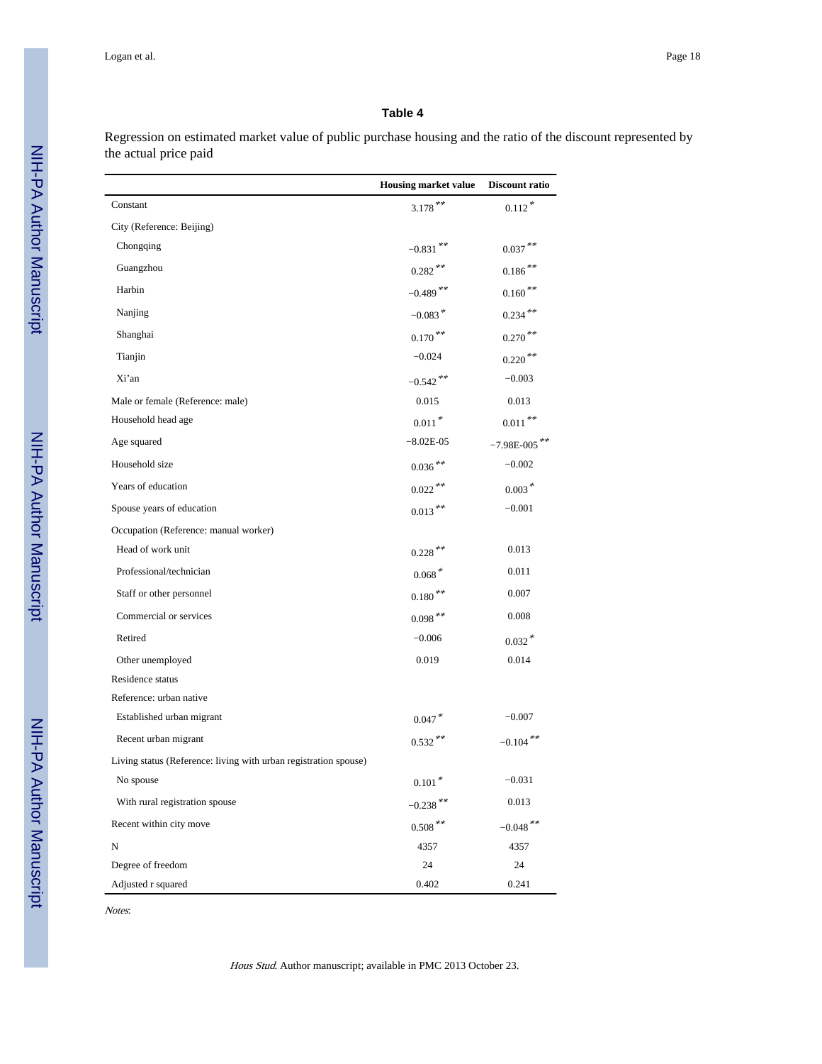**Table 4**

Regression on estimated market value of public purchase housing and the ratio of the discount represented by the actual price paid

| | Housing market value | Discount ratio |
|---|---|---|
| Constant | 3.178** | 0.112* |
| City (Reference: Beijing) | | |
| Chongqing | −0.831** | 0.037** |
| Guangzhou | 0.282** | 0.186** |
| Harbin | −0.489** | 0.160** |
| Nanjing | −0.083* | 0.234** |
| Shanghai | 0.170** | 0.270** |
| Tianjin | −0.024 | 0.220** |
| Xi'an | −0.542** | −0.003 |
| Male or female (Reference: male) | 0.015 | 0.013 |
| Household head age | 0.011* | 0.011** |
| Age squared | −8.02E-05 | −7.98E-005** |
| Household size | 0.036** | −0.002 |
| Years of education | 0.022** | 0.003* |
| Spouse years of education | 0.013** | −0.001 |
| Occupation (Reference: manual worker) | | |
| Head of work unit | 0.228** | 0.013 |
| Professional/technician | 0.068* | 0.011 |
| Staff or other personnel | 0.180** | 0.007 |
| Commercial or services | 0.098** | 0.008 |
| Retired | −0.006 | 0.032* |
| Other unemployed | 0.019 | 0.014 |
| Residence status | | |
| Reference: urban native | | |
| Established urban migrant | 0.047* | −0.007 |
| Recent urban migrant | 0.532** | −0.104** |
| Living status (Reference: living with urban registration spouse) | | |
| No spouse | 0.101* | −0.031 |
| With rural registration spouse | −0.238** | 0.013 |
| Recent within city move | 0.508** | −0.048** |
| N | 4357 | 4357 |
| Degree of freedom | 24 | 24 |
| Adjusted r squared | 0.402 | 0.241 |

*Notes*: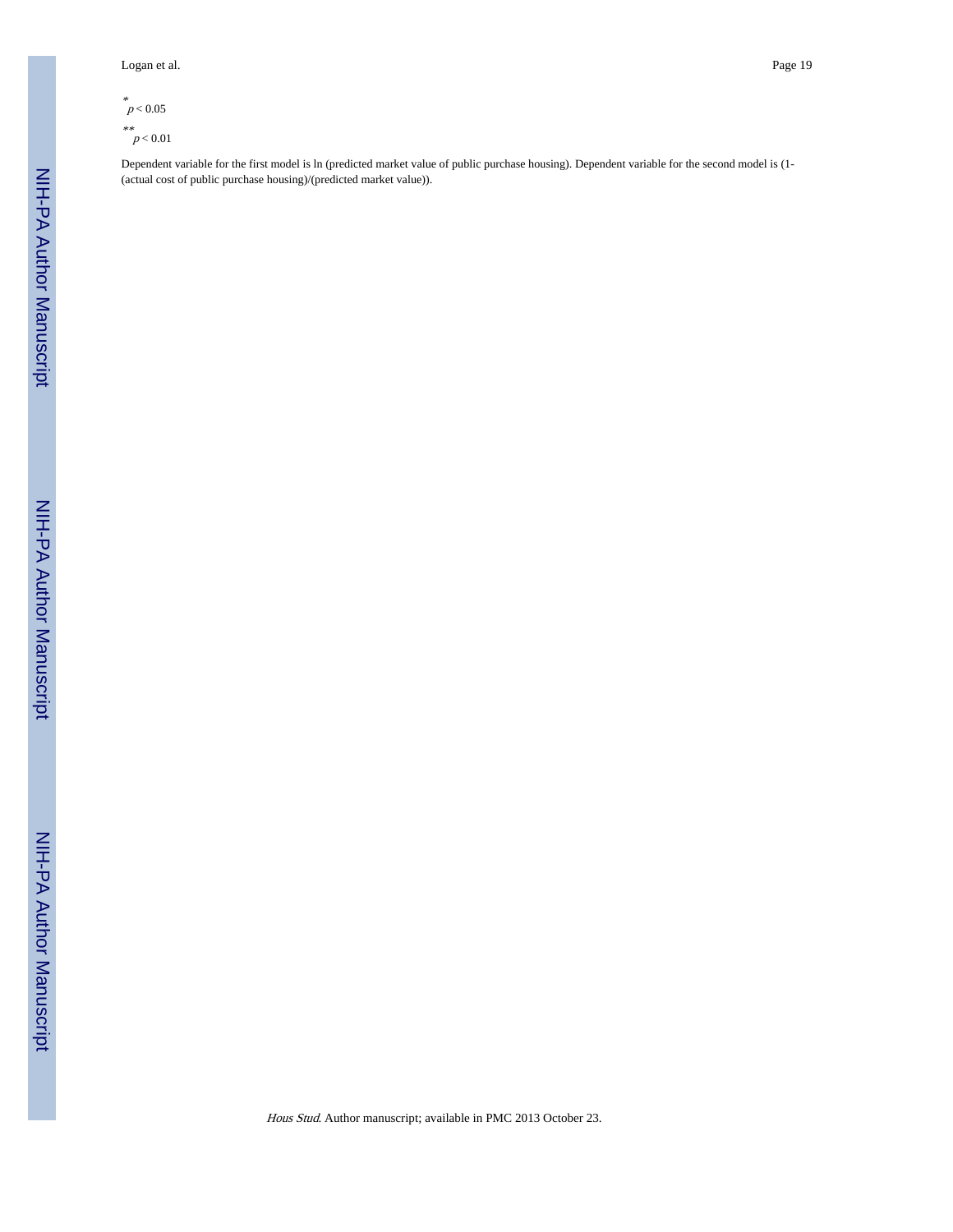*$p < 0.05$

**$p < 0.01$

Dependent variable for the first model is ln (predicted market value of public purchase housing). Dependent variable for the second model is (1-(actual cost of public purchase housing)/(predicted market value)).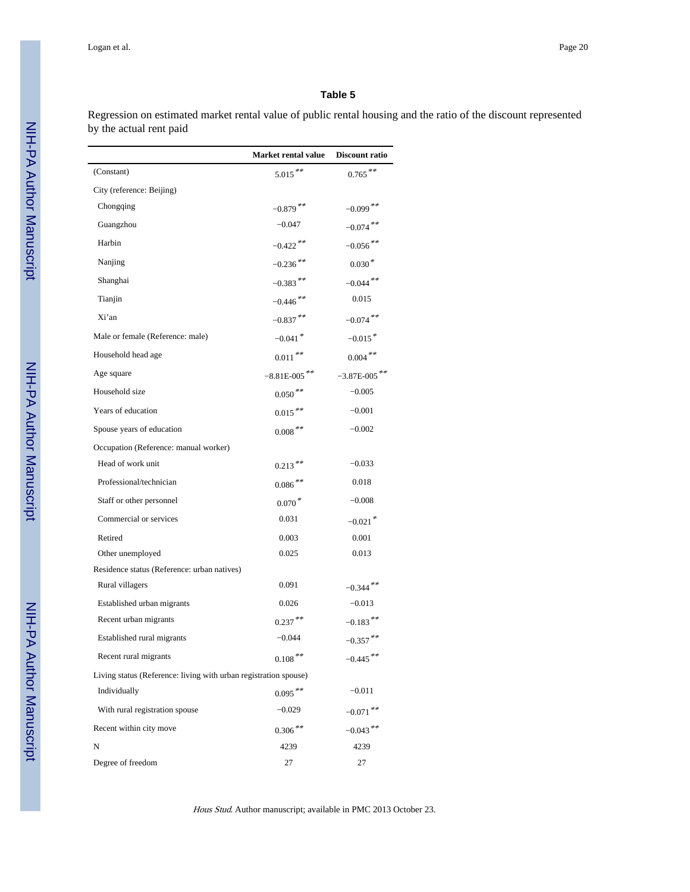**Table 5**

Regression on estimated market rental value of public rental housing and the ratio of the discount represented by the actual rent paid

| | Market rental value | Discount ratio |
|---|---|---|
| (Constant) | 5.015** | 0.765** |
| City (reference: Beijing) | | |
| Chongqing | −0.879** | −0.099** |
| Guangzhou | −0.047 | −0.074** |
| Harbin | −0.422** | −0.056** |
| Nanjing | −0.236** | 0.030* |
| Shanghai | −0.383** | −0.044** |
| Tianjin | −0.446** | 0.015 |
| Xi'an | −0.837** | −0.074** |
| Male or female (Reference: male) | −0.041* | −0.015* |
| Household head age | 0.011** | 0.004** |
| Age square | −8.81E-005** | −3.87E-005** |
| Household size | 0.050** | −0.005 |
| Years of education | 0.015** | −0.001 |
| Spouse years of education | 0.008** | −0.002 |
| Occupation (Reference: manual worker) | | |
| Head of work unit | 0.213** | −0.033 |
| Professional/technician | 0.086** | 0.018 |
| Staff or other personnel | 0.070* | −0.008 |
| Commercial or services | 0.031 | −0.021* |
| Retired | 0.003 | 0.001 |
| Other unemployed | 0.025 | 0.013 |
| Residence status (Reference: urban natives) | | |
| Rural villagers | 0.091 | −0.344** |
| Established urban migrants | 0.026 | −0.013 |
| Recent urban migrants | 0.237** | −0.183** |
| Established rural migrants | −0.044 | −0.357** |
| Recent rural migrants | 0.108** | −0.445** |
| Living status (Reference: living with urban registration spouse) | | |
| Individually | 0.095** | −0.011 |
| With rural registration spouse | −0.029 | −0.071** |
| Recent within city move | 0.306** | −0.043** |
| N | 4239 | 4239 |
| Degree of freedom | 27 | 27 |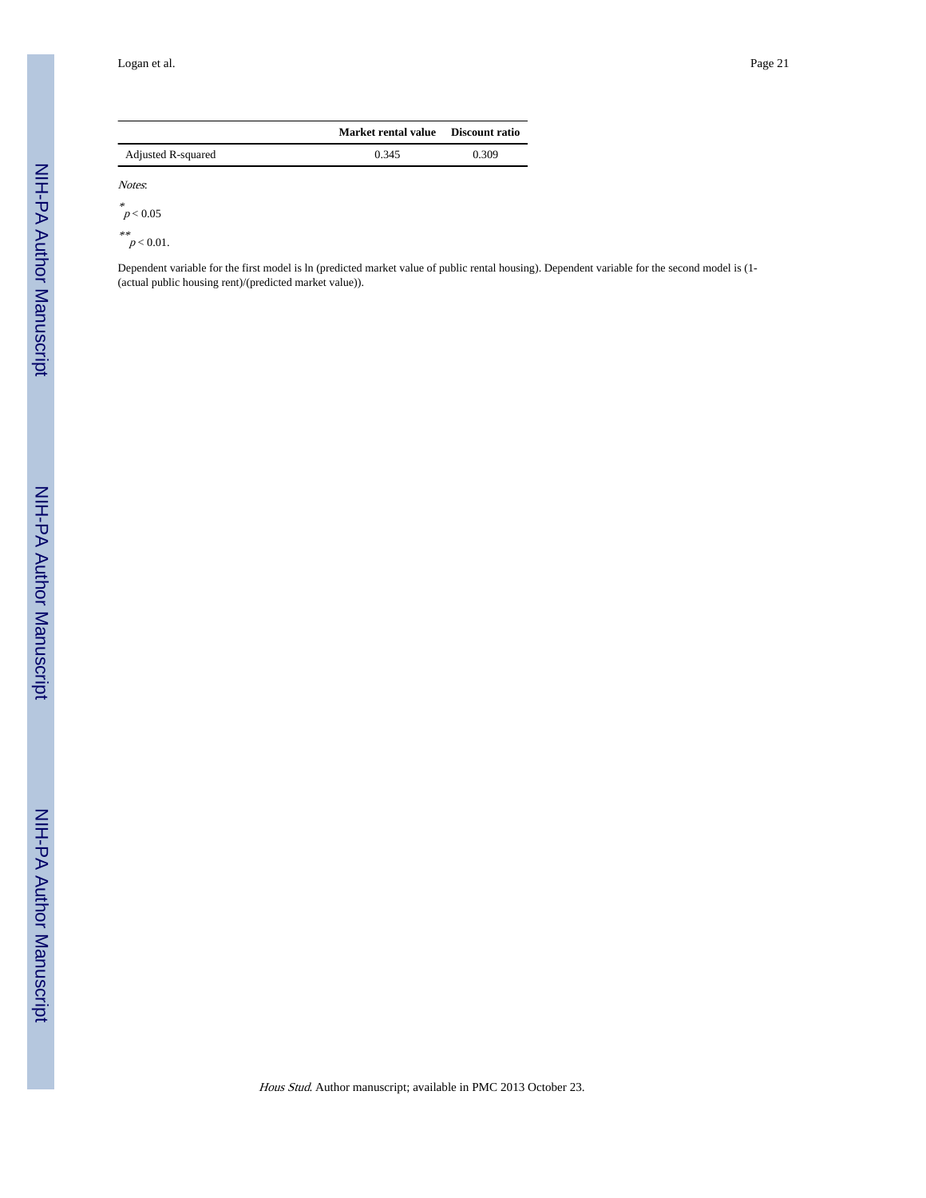| | Market rental value | Discount ratio |
|---|---|---|
| Adjusted R-squared | 0.345 | 0.309 |

*Notes*:

*$p < 0.05$

**$p < 0.01$.

Dependent variable for the first model is ln (predicted market value of public rental housing). Dependent variable for the second model is (1-(actual public housing rent)/(predicted market value)).